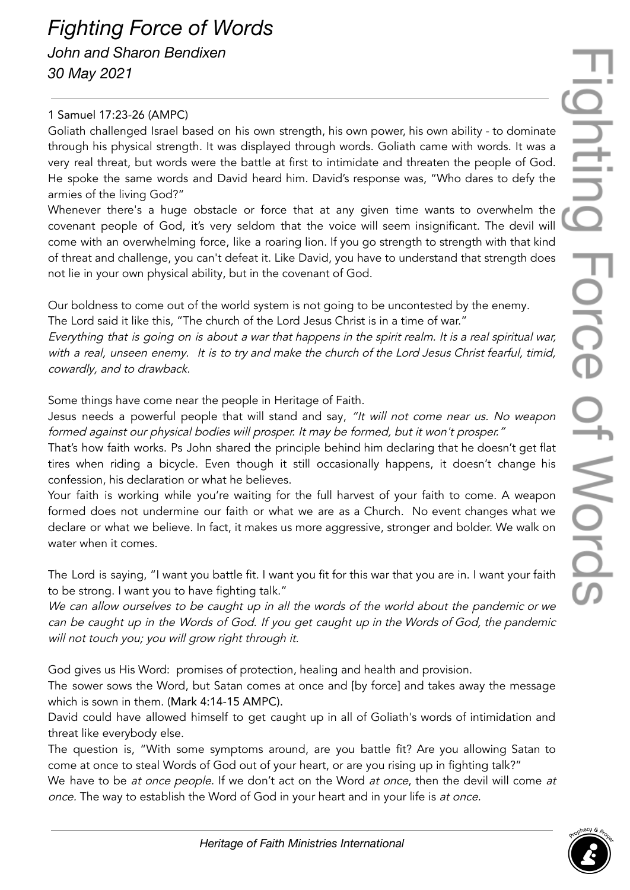# *Fighting Force of Words*

*John and Sharon Bendixen*

*30 May 2021*

---

1 Samuel 17:23-26 (AMPC)

Goliath challenged Israel based on his own strength, his own power, his own ability - to dominate through his physical strength. It was displayed through words. Goliath came with words. It was a very real threat, but words were the battle at first to intimidate and threaten the people of God. He spoke the same words and David heard him. David's response was, "Who dares to defy the armies of the living God?"

Whenever there's a huge obstacle or force that at any given time wants to overwhelm the covenant people of God, it's very seldom that the voice will seem insignificant. The devil will come with an overwhelming force, like a roaring lion. If you go strength to strength with that kind of threat and challenge, you can't defeat it. Like David, you have to understand that strength does not lie in your own physical ability, but in the covenant of God.

Our boldness to come out of the world system is not going to be uncontested by the enemy.

The Lord said it like this, "The church of the Lord Jesus Christ is in a time of war."

*Everything that is going on is about a war that happens in the spirit realm. It is a real spiritual war, with a real, unseen enemy. It is to try and make the church of the Lord Jesus Christ fearful, timid, cowardly, and to drawback.*

Some things have come near the people in Heritage of Faith.

Jesus needs a powerful people that will stand and say, *"It will not come near us. No weapon formed against our physical bodies will prosper. It may be formed, but it won't prosper."*

That's how faith works. Ps John shared the principle behind him declaring that he doesn't get flat tires when riding a bicycle. Even though it still occasionally happens, it doesn't change his confession, his declaration or what he believes.

Your faith is working while you're waiting for the full harvest of your faith to come. A weapon formed does not undermine our faith or what we are as a Church. No event changes what we declare or what we believe. In fact, it makes us more aggressive, stronger and bolder. We walk on water when it comes.

The Lord is saying, "I want you battle fit. I want you fit for this war that you are in. I want your faith to be strong. I want you to have fighting talk."

*We can allow ourselves to be caught up in all the words of the world about the pandemic or we can be caught up in the Words of God. If you get caught up in the Words of God, the pandemic will not touch you; you will grow right through it.*

God gives us His Word: promises of protection, healing and health and provision.

The sower sows the Word, but Satan comes at once and [by force] and takes away the message which is sown in them. (Mark 4:14-15 AMPC).

David could have allowed himself to get caught up in all of Goliath's words of intimidation and threat like everybody else.

The question is, "With some symptoms around, are you battle fit? Are you allowing Satan to come at once to steal Words of God out of your heart, or are you rising up in fighting talk?"

We have to be *at once people.* If we don't act on the Word *at once*, then the devil will come *at once.* The way to establish the Word of God in your heart and in your life is *at once*.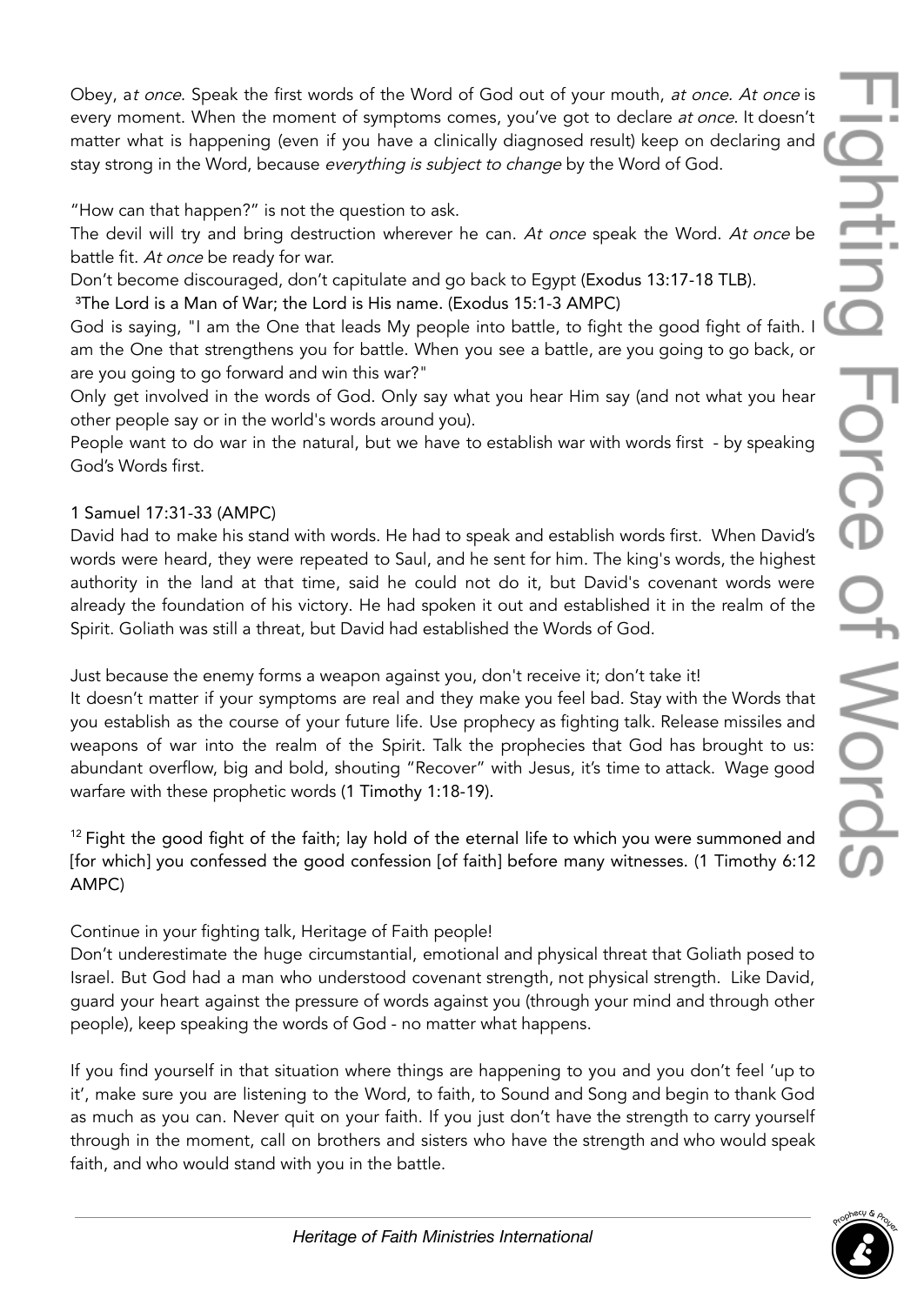Obey, a*t once*. Speak the first words of the Word of God out of your mouth, *at once. At once* is every moment. When the moment of symptoms comes, you've got to declare *at once*. It doesn't matter what is happening (even if you have a clinically diagnosed result) keep on declaring and stay strong in the Word, because *everything is subject to change* by the Word of God.

"How can that happen?" is not the question to ask.

The devil will try and bring destruction wherever he can. *At once* speak the Word. *At once* be battle fit. *At once* be ready for war.

Don't become discouraged, don't capitulate and go back to Egypt (Exodus 13:17-18 TLB).

[3]The Lord is a Man of War; the Lord is His name. (Exodus 15:1-3 AMPC)

God is saying, "I am the One that leads My people into battle, to fight the good fight of faith. I am the One that strengthens you for battle. When you see a battle, are you going to go back, or are you going to go forward and win this war?"

Only get involved in the words of God. Only say what you hear Him say (and not what you hear other people say or in the world's words around you).

People want to do war in the natural, but we have to establish war with words first - by speaking God's Words first.

1 Samuel 17:31-33 (AMPC)

David had to make his stand with words. He had to speak and establish words first. When David's words were heard, they were repeated to Saul, and he sent for him. The king's words, the highest authority in the land at that time, said he could not do it, but David's covenant words were already the foundation of his victory. He had spoken it out and established it in the realm of the Spirit. Goliath was still a threat, but David had established the Words of God.

Just because the enemy forms a weapon against you, don't receive it; don't take it!

It doesn't matter if your symptoms are real and they make you feel bad. Stay with the Words that you establish as the course of your future life. Use prophecy as fighting talk. Release missiles and weapons of war into the realm of the Spirit. Talk the prophecies that God has brought to us: abundant overflow, big and bold, shouting "Recover" with Jesus, it's time to attack. Wage good warfare with these prophetic words (1 Timothy 1:18-19).

[12] Fight the good fight of the faith; lay hold of the eternal life to which you were summoned and [for which] you confessed the good confession [of faith] before many witnesses. (1 Timothy 6:12 AMPC)

Continue in your fighting talk, Heritage of Faith people!

Don't underestimate the huge circumstantial, emotional and physical threat that Goliath posed to Israel. But God had a man who understood covenant strength, not physical strength. Like David, guard your heart against the pressure of words against you (through your mind and through other people), keep speaking the words of God - no matter what happens.

If you find yourself in that situation where things are happening to you and you don't feel 'up to it', make sure you are listening to the Word, to faith, to Sound and Song and begin to thank God as much as you can. Never quit on your faith. If you just don't have the strength to carry yourself through in the moment, call on brothers and sisters who have the strength and who would speak faith, and who would stand with you in the battle.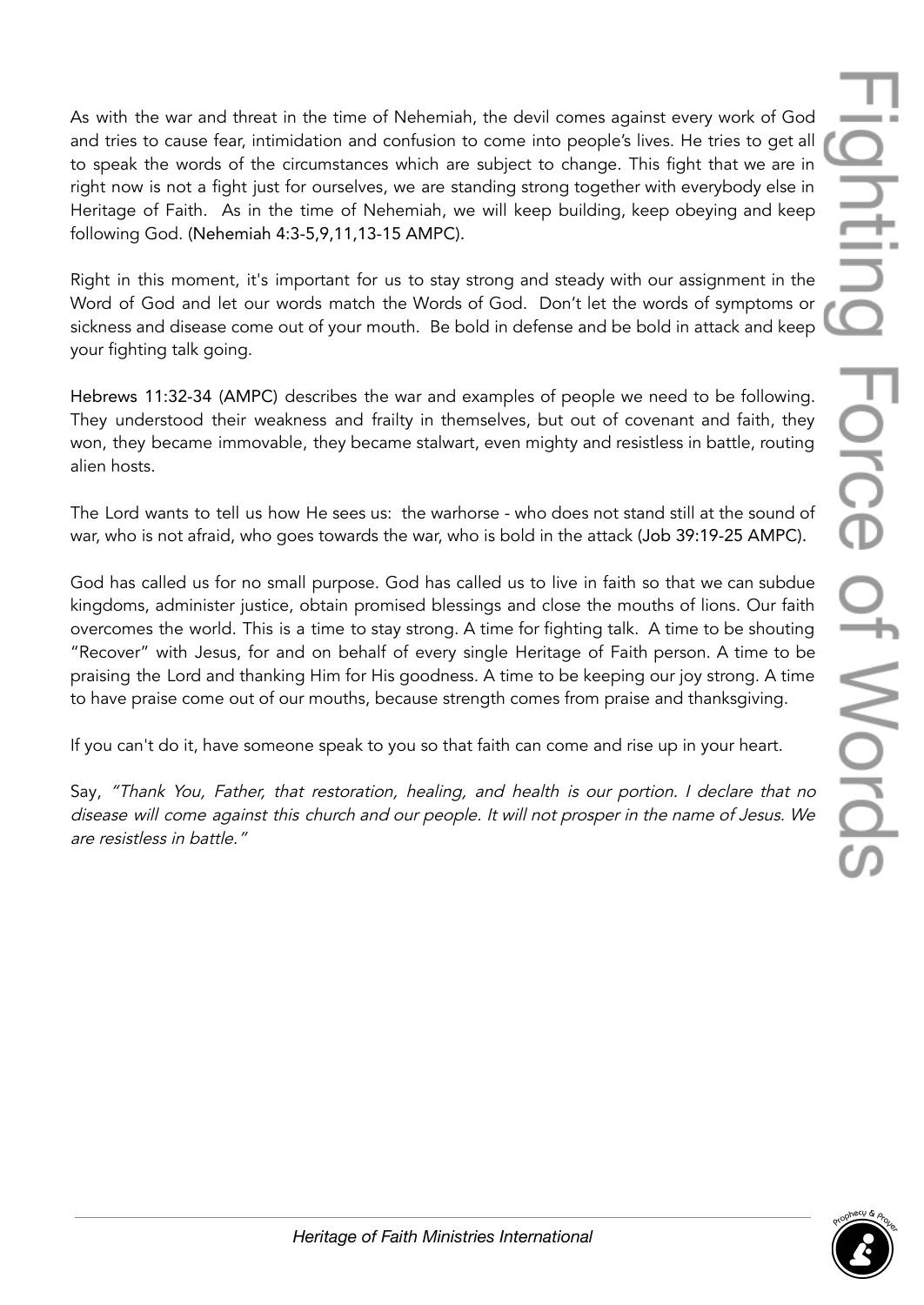As with the war and threat in the time of Nehemiah, the devil comes against every work of God and tries to cause fear, intimidation and confusion to come into people's lives. He tries to get all to speak the words of the circumstances which are subject to change. This fight that we are in right now is not a fight just for ourselves, we are standing strong together with everybody else in Heritage of Faith. As in the time of Nehemiah, we will keep building, keep obeying and keep following God. (Nehemiah 4:3-5,9,11,13-15 AMPC).

Right in this moment, it's important for us to stay strong and steady with our assignment in the Word of God and let our words match the Words of God. Don't let the words of symptoms or sickness and disease come out of your mouth. Be bold in defense and be bold in attack and keep your fighting talk going.

Hebrews 11:32-34 (AMPC) describes the war and examples of people we need to be following. They understood their weakness and frailty in themselves, but out of covenant and faith, they won, they became immovable, they became stalwart, even mighty and resistless in battle, routing alien hosts.

The Lord wants to tell us how He sees us: the warhorse - who does not stand still at the sound of war, who is not afraid, who goes towards the war, who is bold in the attack (Job 39:19-25 AMPC).

God has called us for no small purpose. God has called us to live in faith so that we can subdue kingdoms, administer justice, obtain promised blessings and close the mouths of lions. Our faith overcomes the world. This is a time to stay strong. A time for fighting talk. A time to be shouting "Recover" with Jesus, for and on behalf of every single Heritage of Faith person. A time to be praising the Lord and thanking Him for His goodness. A time to be keeping our joy strong. A time to have praise come out of our mouths, because strength comes from praise and thanksgiving.

If you can't do it, have someone speak to you so that faith can come and rise up in your heart.

Say, *"Thank You, Father, that restoration, healing, and health is our portion. I declare that no disease will come against this church and our people. It will not prosper in the name of Jesus. We are resistless in battle."*